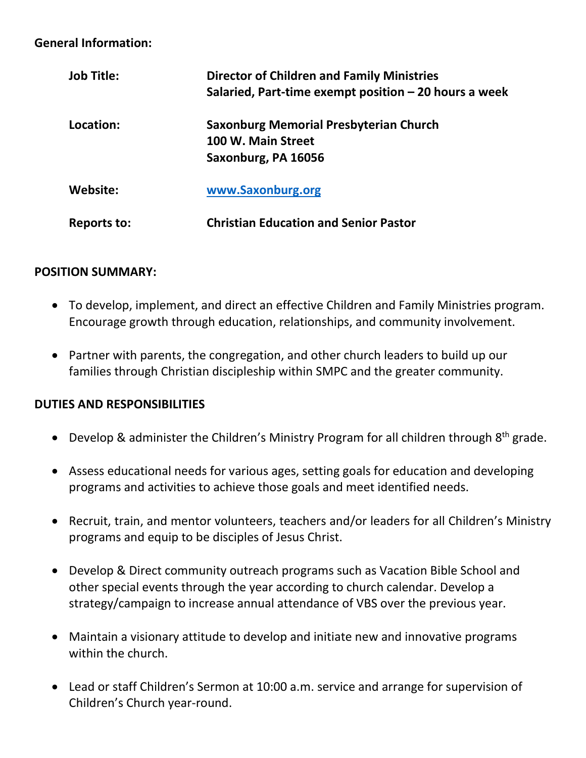**General Information:**

| | |
|---|---|
| **Job Title:** | **Director of Children and Family Ministries**<br>**Salaried, Part-time exempt position – 20 hours a week** |
| **Location:** | **Saxonburg Memorial Presbyterian Church**<br>**100 W. Main Street**<br>**Saxonburg, PA 16056** |
| **Website:** | **www.Saxonburg.org** |
| **Reports to:** | **Christian Education and Senior Pastor** |

**POSITION SUMMARY:**

- To develop, implement, and direct an effective Children and Family Ministries program. Encourage growth through education, relationships, and community involvement.
- Partner with parents, the congregation, and other church leaders to build up our families through Christian discipleship within SMPC and the greater community.

**DUTIES AND RESPONSIBILITIES**

- Develop & administer the Children's Ministry Program for all children through 8th grade.
- Assess educational needs for various ages, setting goals for education and developing programs and activities to achieve those goals and meet identified needs.
- Recruit, train, and mentor volunteers, teachers and/or leaders for all Children's Ministry programs and equip to be disciples of Jesus Christ.
- Develop & Direct community outreach programs such as Vacation Bible School and other special events through the year according to church calendar. Develop a strategy/campaign to increase annual attendance of VBS over the previous year.
- Maintain a visionary attitude to develop and initiate new and innovative programs within the church.
- Lead or staff Children's Sermon at 10:00 a.m. service and arrange for supervision of Children's Church year-round.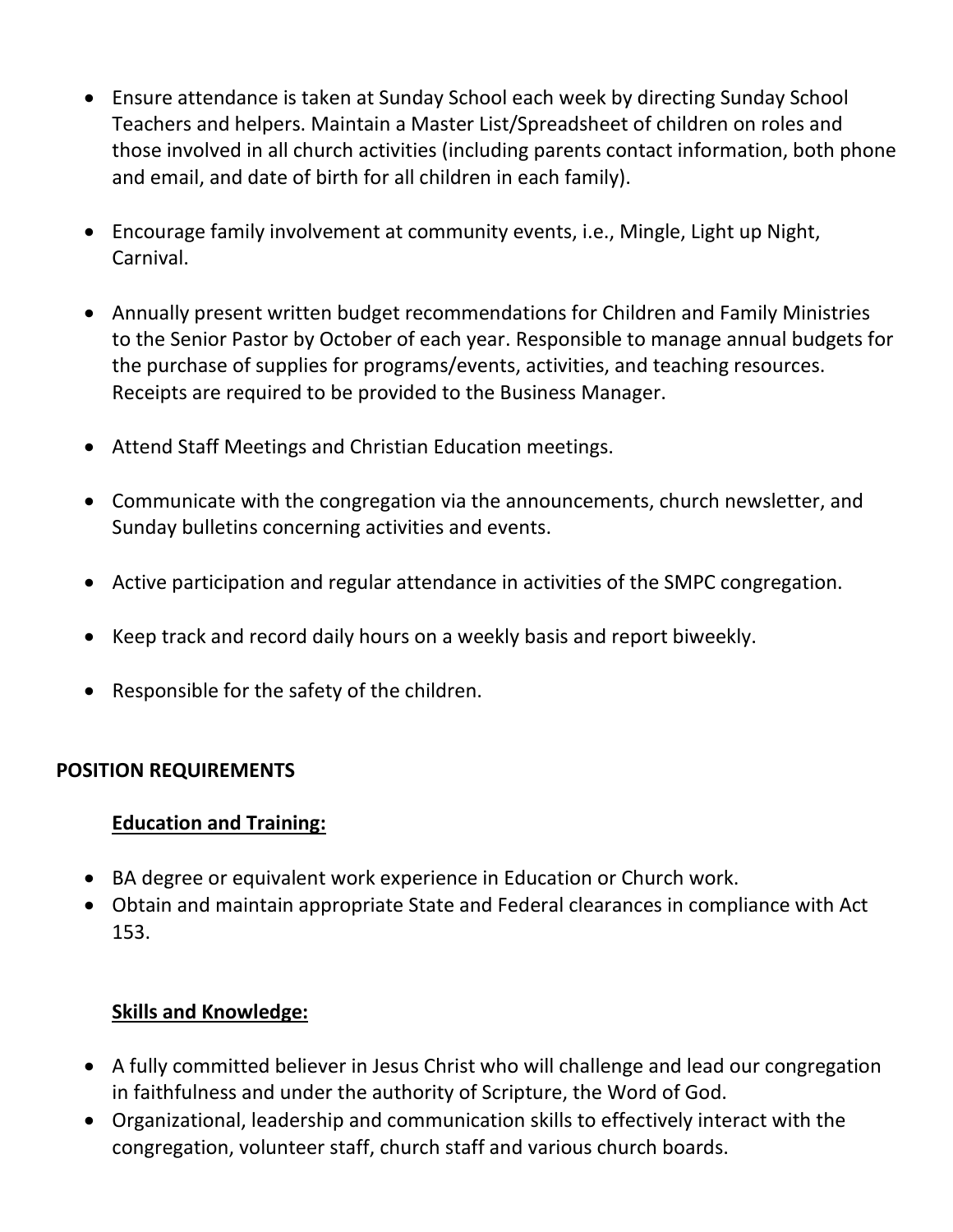- Ensure attendance is taken at Sunday School each week by directing Sunday School Teachers and helpers. Maintain a Master List/Spreadsheet of children on roles and those involved in all church activities (including parents contact information, both phone and email, and date of birth for all children in each family).

- Encourage family involvement at community events, i.e., Mingle, Light up Night, Carnival.

- Annually present written budget recommendations for Children and Family Ministries to the Senior Pastor by October of each year. Responsible to manage annual budgets for the purchase of supplies for programs/events, activities, and teaching resources. Receipts are required to be provided to the Business Manager.

- Attend Staff Meetings and Christian Education meetings.

- Communicate with the congregation via the announcements, church newsletter, and Sunday bulletins concerning activities and events.

- Active participation and regular attendance in activities of the SMPC congregation.

- Keep track and record daily hours on a weekly basis and report biweekly.

- Responsible for the safety of the children.

## POSITION REQUIREMENTS

### Education and Training:

- BA degree or equivalent work experience in Education or Church work.
- Obtain and maintain appropriate State and Federal clearances in compliance with Act 153.

### Skills and Knowledge:

- A fully committed believer in Jesus Christ who will challenge and lead our congregation in faithfulness and under the authority of Scripture, the Word of God.
- Organizational, leadership and communication skills to effectively interact with the congregation, volunteer staff, church staff and various church boards.